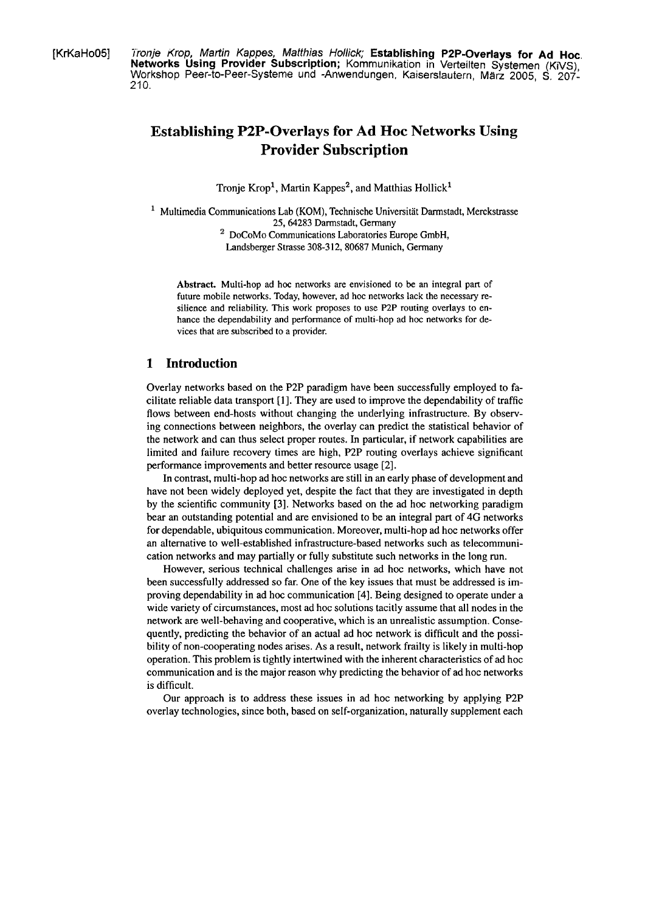[KrKaHo05] Tronje Krop, Martin Kappes, Matthias Hollick; **Establishing P2P-Overlays for Ad Hoc Networks Using Provider Subscription**; Kommunikation in Verteilten Systemen (KiVS), Workshop Peer-to-Peer-Systeme und -Anwendungen, Kaiserslautern, März 2005, S. 207-210.

# Establishing P2P-Overlays for Ad Hoc Networks Using Provider Subscription

Tronje Krop[1], Martin Kappes[2], and Matthias Hollick[1]

[1] Multimedia Communications Lab (KOM), Technische Universität Darmstadt, Merckstrasse 25, 64283 Darmstadt, Germany

[2] DoCoMo Communications Laboratories Europe GmbH, Landsberger Strasse 308-312, 80687 Munich, Germany

**Abstract.** Multi-hop ad hoc networks are envisioned to be an integral part of future mobile networks. Today, however, ad hoc networks lack the necessary resilience and reliability. This work proposes to use P2P routing overlays to enhance the dependability and performance of multi-hop ad hoc networks for devices that are subscribed to a provider.

## 1 Introduction

Overlay networks based on the P2P paradigm have been successfully employed to facilitate reliable data transport [1]. They are used to improve the dependability of traffic flows between end-hosts without changing the underlying infrastructure. By observing connections between neighbors, the overlay can predict the statistical behavior of the network and can thus select proper routes. In particular, if network capabilities are limited and failure recovery times are high, P2P routing overlays achieve significant performance improvements and better resource usage [2].

In contrast, multi-hop ad hoc networks are still in an early phase of development and have not been widely deployed yet, despite the fact that they are investigated in depth by the scientific community [3]. Networks based on the ad hoc networking paradigm bear an outstanding potential and are envisioned to be an integral part of 4G networks for dependable, ubiquitous communication. Moreover, multi-hop ad hoc networks offer an alternative to well-established infrastructure-based networks such as telecommunication networks and may partially or fully substitute such networks in the long run.

However, serious technical challenges arise in ad hoc networks, which have not been successfully addressed so far. One of the key issues that must be addressed is improving dependability in ad hoc communication [4]. Being designed to operate under a wide variety of circumstances, most ad hoc solutions tacitly assume that all nodes in the network are well-behaving and cooperative, which is an unrealistic assumption. Consequently, predicting the behavior of an actual ad hoc network is difficult and the possibility of non-cooperating nodes arises. As a result, network frailty is likely in multi-hop operation. This problem is tightly intertwined with the inherent characteristics of ad hoc communication and is the major reason why predicting the behavior of ad hoc networks is difficult.

Our approach is to address these issues in ad hoc networking by applying P2P overlay technologies, since both, based on self-organization, naturally supplement each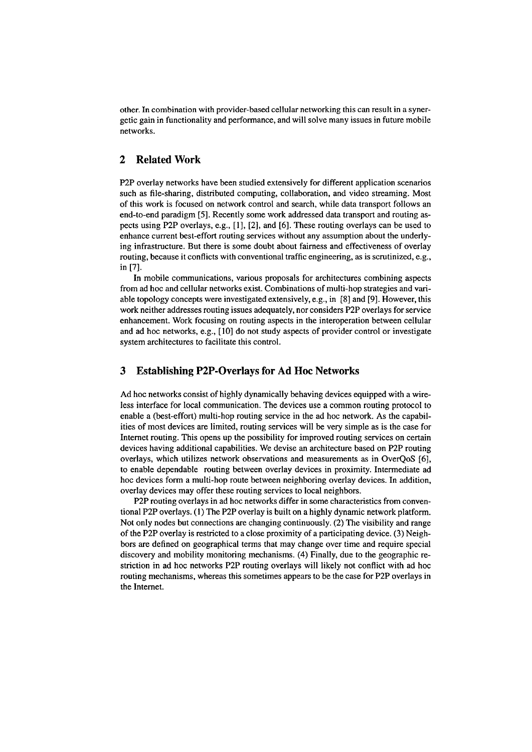other. In combination with provider-based cellular networking this can result in a synergetic gain in functionality and performance, and will solve many issues in future mobile networks.

## 2 Related Work

P2P overlay networks have been studied extensively for different application scenarios such as file-sharing, distributed computing, collaboration, and video streaming. Most of this work is focused on network control and search, while data transport follows an end-to-end paradigm [5]. Recently some work addressed data transport and routing aspects using P2P overlays, e.g., [1], [2], and [6]. These routing overlays can be used to enhance current best-effort routing services without any assumption about the underlying infrastructure. But there is some doubt about fairness and effectiveness of overlay routing, because it conflicts with conventional traffic engineering, as is scrutinized, e.g., in [7].

In mobile communications, various proposals for architectures combining aspects from ad hoc and cellular networks exist. Combinations of multi-hop strategies and variable topology concepts were investigated extensively, e.g., in [8] and [9]. However, this work neither addresses routing issues adequately, nor considers P2P overlays for service enhancement. Work focusing on routing aspects in the interoperation between cellular and ad hoc networks, e.g., [10] do not study aspects of provider control or investigate system architectures to facilitate this control.

## 3 Establishing P2P-Overlays for Ad Hoc Networks

Ad hoc networks consist of highly dynamically behaving devices equipped with a wireless interface for local communication. The devices use a common routing protocol to enable a (best-effort) multi-hop routing service in the ad hoc network. As the capabilities of most devices are limited, routing services will be very simple as is the case for Internet routing. This opens up the possibility for improved routing services on certain devices having additional capabilities. We devise an architecture based on P2P routing overlays, which utilizes network observations and measurements as in OverQoS [6], to enable dependable routing between overlay devices in proximity. Intermediate ad hoc devices form a multi-hop route between neighboring overlay devices. In addition, overlay devices may offer these routing services to local neighbors.

P2P routing overlays in ad hoc networks differ in some characteristics from conventional P2P overlays. (1) The P2P overlay is built on a highly dynamic network platform. Not only nodes but connections are changing continuously. (2) The visibility and range of the P2P overlay is restricted to a close proximity of a participating device. (3) Neighbors are defined on geographical terms that may change over time and require special discovery and mobility monitoring mechanisms. (4) Finally, due to the geographic restriction in ad hoc networks P2P routing overlays will likely not conflict with ad hoc routing mechanisms, whereas this sometimes appears to be the case for P2P overlays in the Internet.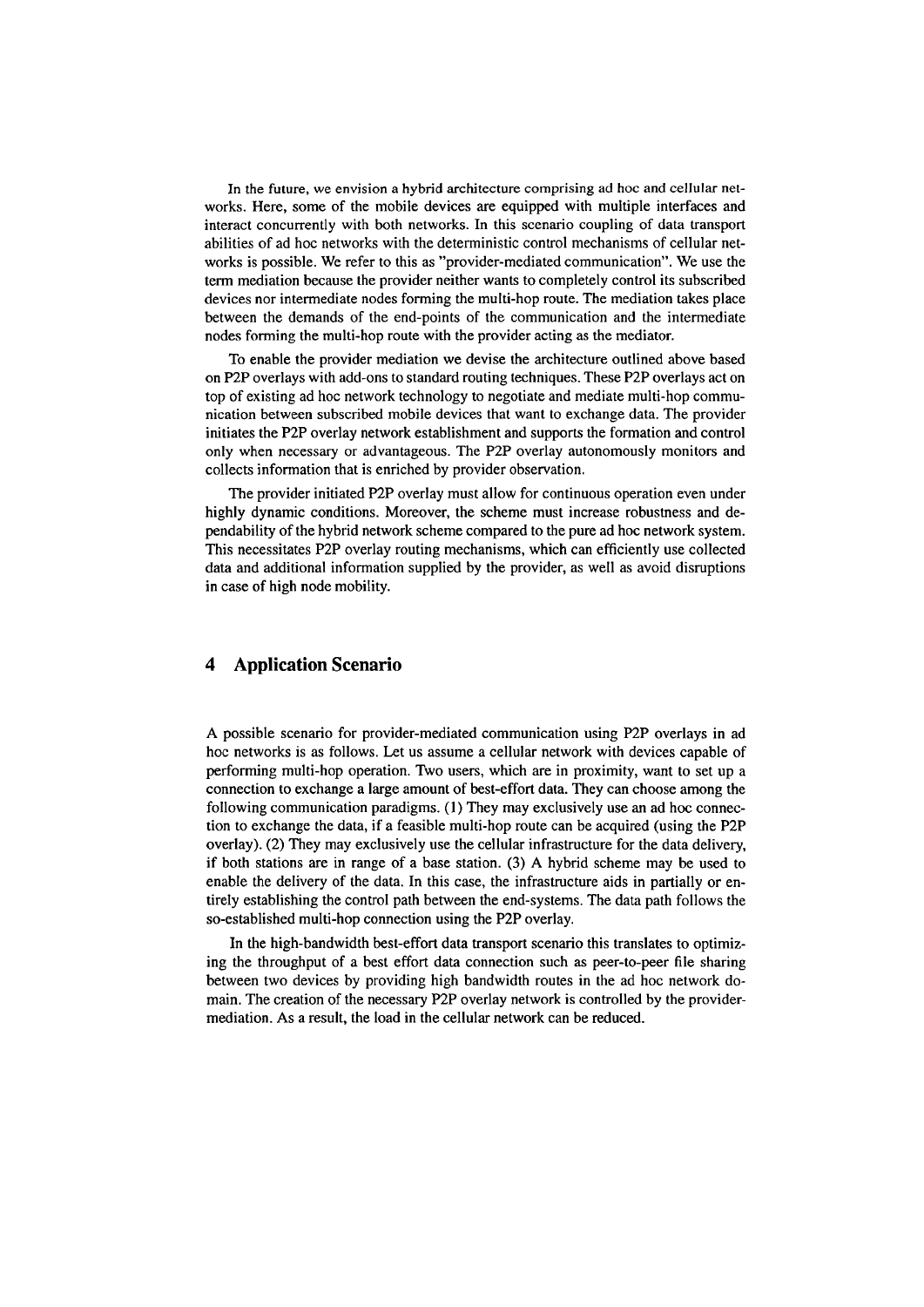In the future, we envision a hybrid architecture comprising ad hoc and cellular networks. Here, some of the mobile devices are equipped with multiple interfaces and interact concurrently with both networks. In this scenario coupling of data transport abilities of ad hoc networks with the deterministic control mechanisms of cellular networks is possible. We refer to this as "provider-mediated communication". We use the term mediation because the provider neither wants to completely control its subscribed devices nor intermediate nodes forming the multi-hop route. The mediation takes place between the demands of the end-points of the communication and the intermediate nodes forming the multi-hop route with the provider acting as the mediator.

To enable the provider mediation we devise the architecture outlined above based on P2P overlays with add-ons to standard routing techniques. These P2P overlays act on top of existing ad hoc network technology to negotiate and mediate multi-hop communication between subscribed mobile devices that want to exchange data. The provider initiates the P2P overlay network establishment and supports the formation and control only when necessary or advantageous. The P2P overlay autonomously monitors and collects information that is enriched by provider observation.

The provider initiated P2P overlay must allow for continuous operation even under highly dynamic conditions. Moreover, the scheme must increase robustness and dependability of the hybrid network scheme compared to the pure ad hoc network system. This necessitates P2P overlay routing mechanisms, which can efficiently use collected data and additional information supplied by the provider, as well as avoid disruptions in case of high node mobility.

## 4 Application Scenario

A possible scenario for provider-mediated communication using P2P overlays in ad hoc networks is as follows. Let us assume a cellular network with devices capable of performing multi-hop operation. Two users, which are in proximity, want to set up a connection to exchange a large amount of best-effort data. They can choose among the following communication paradigms. (1) They may exclusively use an ad hoc connection to exchange the data, if a feasible multi-hop route can be acquired (using the P2P overlay). (2) They may exclusively use the cellular infrastructure for the data delivery, if both stations are in range of a base station. (3) A hybrid scheme may be used to enable the delivery of the data. In this case, the infrastructure aids in partially or entirely establishing the control path between the end-systems. The data path follows the so-established multi-hop connection using the P2P overlay.

In the high-bandwidth best-effort data transport scenario this translates to optimizing the throughput of a best effort data connection such as peer-to-peer file sharing between two devices by providing high bandwidth routes in the ad hoc network domain. The creation of the necessary P2P overlay network is controlled by the provider-mediation. As a result, the load in the cellular network can be reduced.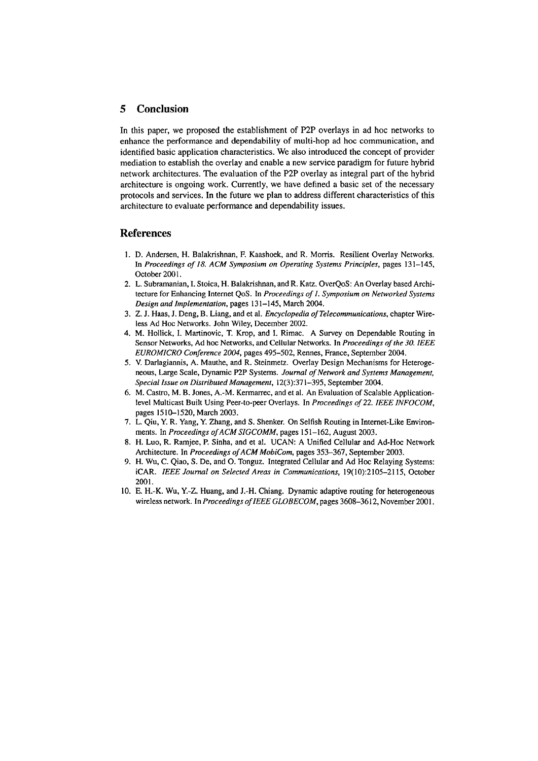## 5 Conclusion

In this paper, we proposed the establishment of P2P overlays in ad hoc networks to enhance the performance and dependability of multi-hop ad hoc communication, and identified basic application characteristics. We also introduced the concept of provider mediation to establish the overlay and enable a new service paradigm for future hybrid network architectures. The evaluation of the P2P overlay as integral part of the hybrid architecture is ongoing work. Currently, we have defined a basic set of the necessary protocols and services. In the future we plan to address different characteristics of this architecture to evaluate performance and dependability issues.

## References

1. D. Andersen, H. Balakrishnan, F. Kaashoek, and R. Morris. Resilient Overlay Networks. In *Proceedings of 18. ACM Symposium on Operating Systems Principles*, pages 131–145, October 2001.
2. L. Subramanian, I. Stoica, H. Balakrishnan, and R. Katz. OverQoS: An Overlay based Architecture for Enhancing Internet QoS. In *Proceedings of 1. Symposium on Networked Systems Design and Implementation*, pages 131–145, March 2004.
3. Z. J. Haas, J. Deng, B. Liang, and et al. *Encyclopedia of Telecommunications*, chapter Wireless Ad Hoc Networks. John Wiley, December 2002.
4. M. Hollick, I. Martinovic, T. Krop, and I. Rimac. A Survey on Dependable Routing in Sensor Networks, Ad hoc Networks, and Cellular Networks. In *Proceedings of the 30. IEEE EUROMICRO Conference 2004*, pages 495–502, Rennes, France, September 2004.
5. V. Darlagiannis, A. Mauthe, and R. Steinmetz. Overlay Design Mechanisms for Heterogeneous, Large Scale, Dynamic P2P Systems. *Journal of Network and Systems Management, Special Issue on Distributed Management*, 12(3):371–395, September 2004.
6. M. Castro, M. B. Jones, A.-M. Kermarrec, and et al. An Evaluation of Scalable Application-level Multicast Built Using Peer-to-peer Overlays. In *Proceedings of 22. IEEE INFOCOM*, pages 1510–1520, March 2003.
7. L. Qiu, Y. R. Yang, Y. Zhang, and S. Shenker. On Selfish Routing in Internet-Like Environments. In *Proceedings of ACM SIGCOMM*, pages 151–162, August 2003.
8. H. Luo, R. Ramjee, P. Sinha, and et al. UCAN: A Unified Cellular and Ad-Hoc Network Architecture. In *Proceedings of ACM MobiCom*, pages 353–367, September 2003.
9. H. Wu, C. Qiao, S. De, and O. Tonguz. Integrated Cellular and Ad Hoc Relaying Systems: iCAR. *IEEE Journal on Selected Areas in Communications*, 19(10):2105–2115, October 2001.
10. E. H.-K. Wu, Y.-Z. Huang, and J.-H. Chiang. Dynamic adaptive routing for heterogeneous wireless network. In *Proceedings of IEEE GLOBECOM*, pages 3608–3612, November 2001.